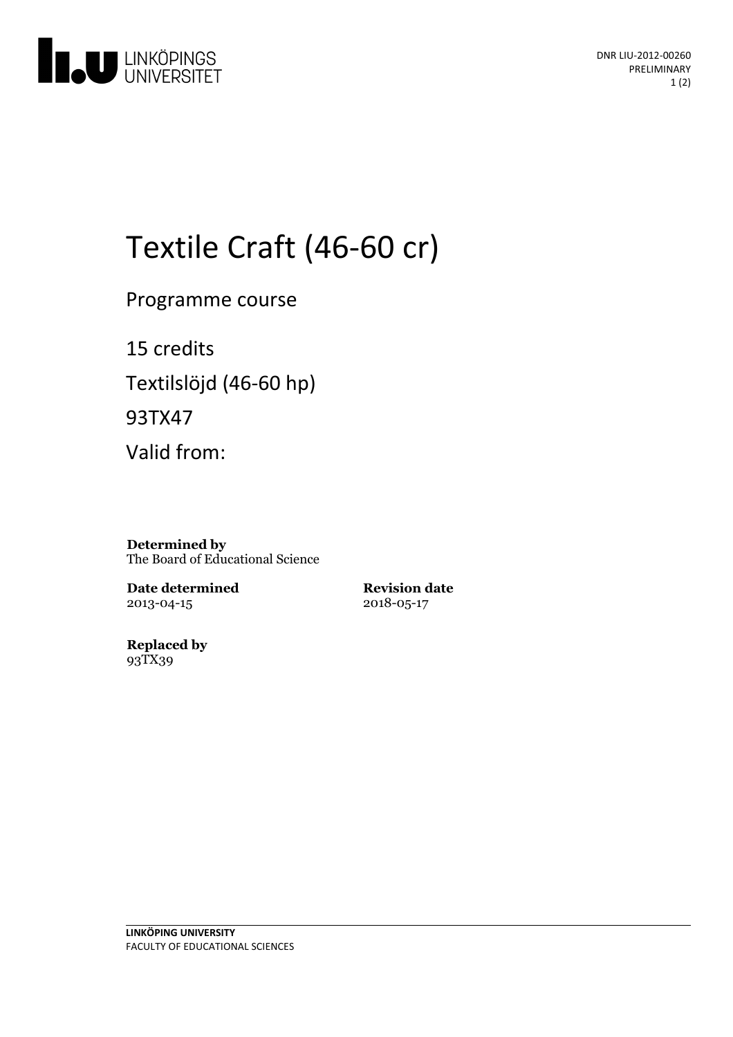DNR LIU-2012-00260
PRELIMINARY

# Textile Craft (46-60 cr)

Programme course

15 credits

Textilslöjd (46-60 hp)

93TX47

Valid from:

**Determined by**
The Board of Educational Science

**Date determined**
2013-04-15

**Revision date**
2018-05-17

**Replaced by**
93TX39

**LINKÖPING UNIVERSITY**
FACULTY OF EDUCATIONAL SCIENCES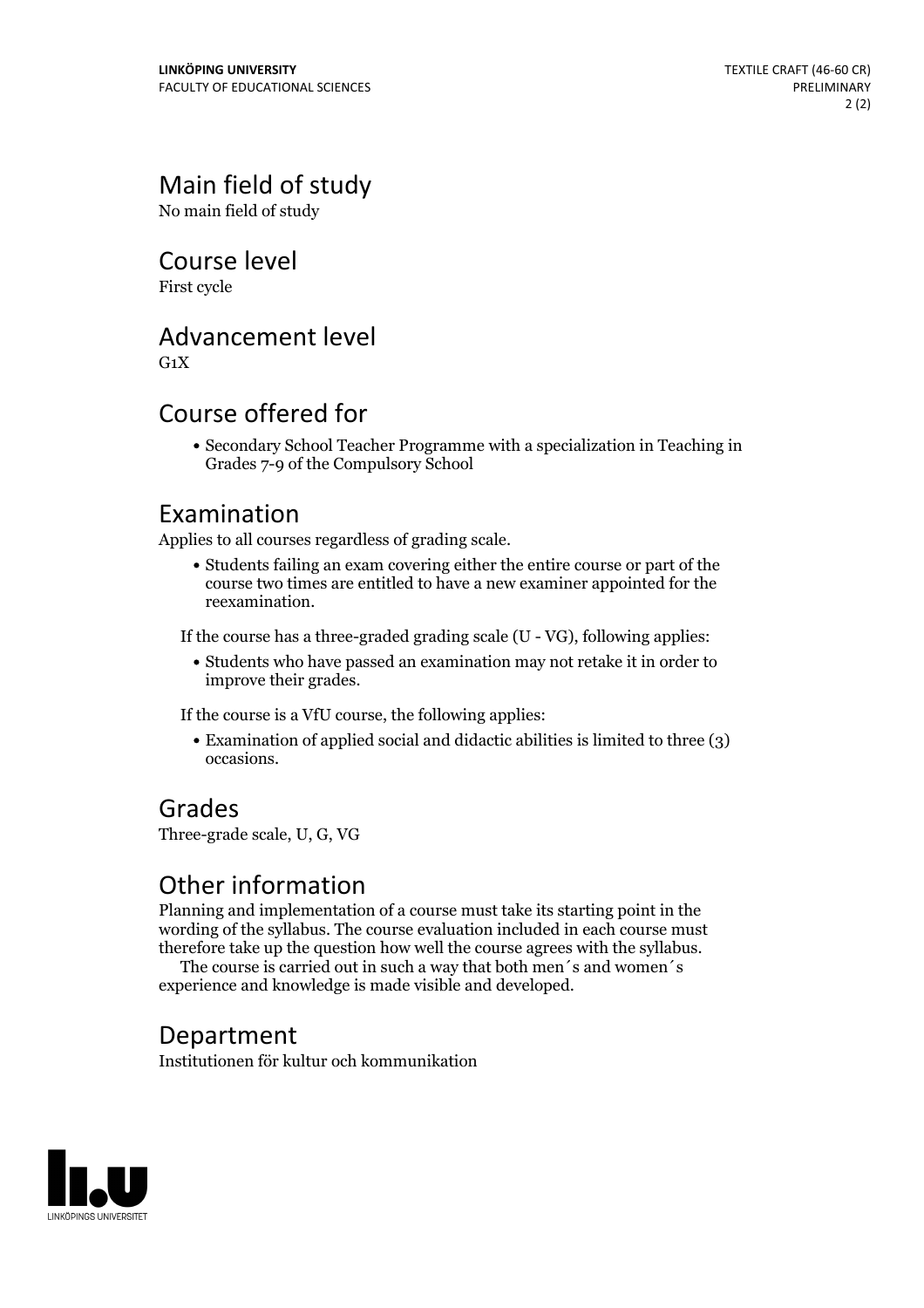## Main field of study

No main field of study

## Course level

First cycle

## Advancement level

G1X

## Course offered for

- Secondary School Teacher Programme with a specialization in Teaching in Grades 7-9 of the Compulsory School

## Examination

Applies to all courses regardless of grading scale.

- Students failing an exam covering either the entire course or part of the course two times are entitled to have a new examiner appointed for the reexamination.

If the course has a three-graded grading scale (U - VG), following applies:

- Students who have passed an examination may not retake it in order to improve their grades.

If the course is a VfU course, the following applies:

- Examination of applied social and didactic abilities is limited to three (3) occasions.

## Grades

Three-grade scale, U, G, VG

## Other information

Planning and implementation of a course must take its starting point in the wording of the syllabus. The course evaluation included in each course must therefore take up the question how well the course agrees with the syllabus.

The course is carried out in such a way that both men´s and women´s experience and knowledge is made visible and developed.

## Department

Institutionen för kultur och kommunikation